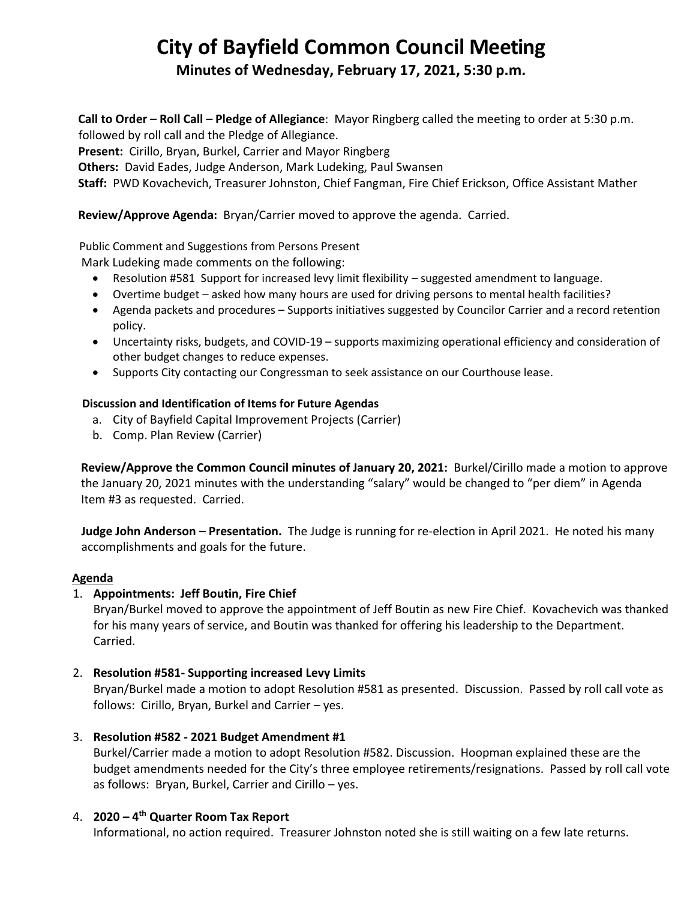# City of Bayfield Common Council Meeting

## Minutes of Wednesday, February 17, 2021, 5:30 p.m.

**Call to Order – Roll Call – Pledge of Allegiance**: Mayor Ringberg called the meeting to order at 5:30 p.m. followed by roll call and the Pledge of Allegiance.
**Present:** Cirillo, Bryan, Burkel, Carrier and Mayor Ringberg
**Others:** David Eades, Judge Anderson, Mark Ludeking, Paul Swansen
**Staff:** PWD Kovachevich, Treasurer Johnston, Chief Fangman, Fire Chief Erickson, Office Assistant Mather

**Review/Approve Agenda:** Bryan/Carrier moved to approve the agenda. Carried.

Public Comment and Suggestions from Persons Present
Mark Ludeking made comments on the following:

- Resolution #581 Support for increased levy limit flexibility – suggested amendment to language.
- Overtime budget – asked how many hours are used for driving persons to mental health facilities?
- Agenda packets and procedures – Supports initiatives suggested by Councilor Carrier and a record retention policy.
- Uncertainty risks, budgets, and COVID-19 – supports maximizing operational efficiency and consideration of other budget changes to reduce expenses.
- Supports City contacting our Congressman to seek assistance on our Courthouse lease.

**Discussion and Identification of Items for Future Agendas**

a. City of Bayfield Capital Improvement Projects (Carrier)
b. Comp. Plan Review (Carrier)

**Review/Approve the Common Council minutes of January 20, 2021:** Burkel/Cirillo made a motion to approve the January 20, 2021 minutes with the understanding "salary" would be changed to "per diem" in Agenda Item #3 as requested. Carried.

**Judge John Anderson – Presentation.** The Judge is running for re-election in April 2021. He noted his many accomplishments and goals for the future.

**Agenda**

1. **Appointments: Jeff Boutin, Fire Chief**
   Bryan/Burkel moved to approve the appointment of Jeff Boutin as new Fire Chief. Kovachevich was thanked for his many years of service, and Boutin was thanked for offering his leadership to the Department. Carried.

2. **Resolution #581- Supporting increased Levy Limits**
   Bryan/Burkel made a motion to adopt Resolution #581 as presented. Discussion. Passed by roll call vote as follows: Cirillo, Bryan, Burkel and Carrier – yes.

3. **Resolution #582 - 2021 Budget Amendment #1**
   Burkel/Carrier made a motion to adopt Resolution #582. Discussion. Hoopman explained these are the budget amendments needed for the City's three employee retirements/resignations. Passed by roll call vote as follows: Bryan, Burkel, Carrier and Cirillo – yes.

4. **2020 – 4th Quarter Room Tax Report**
   Informational, no action required. Treasurer Johnston noted she is still waiting on a few late returns.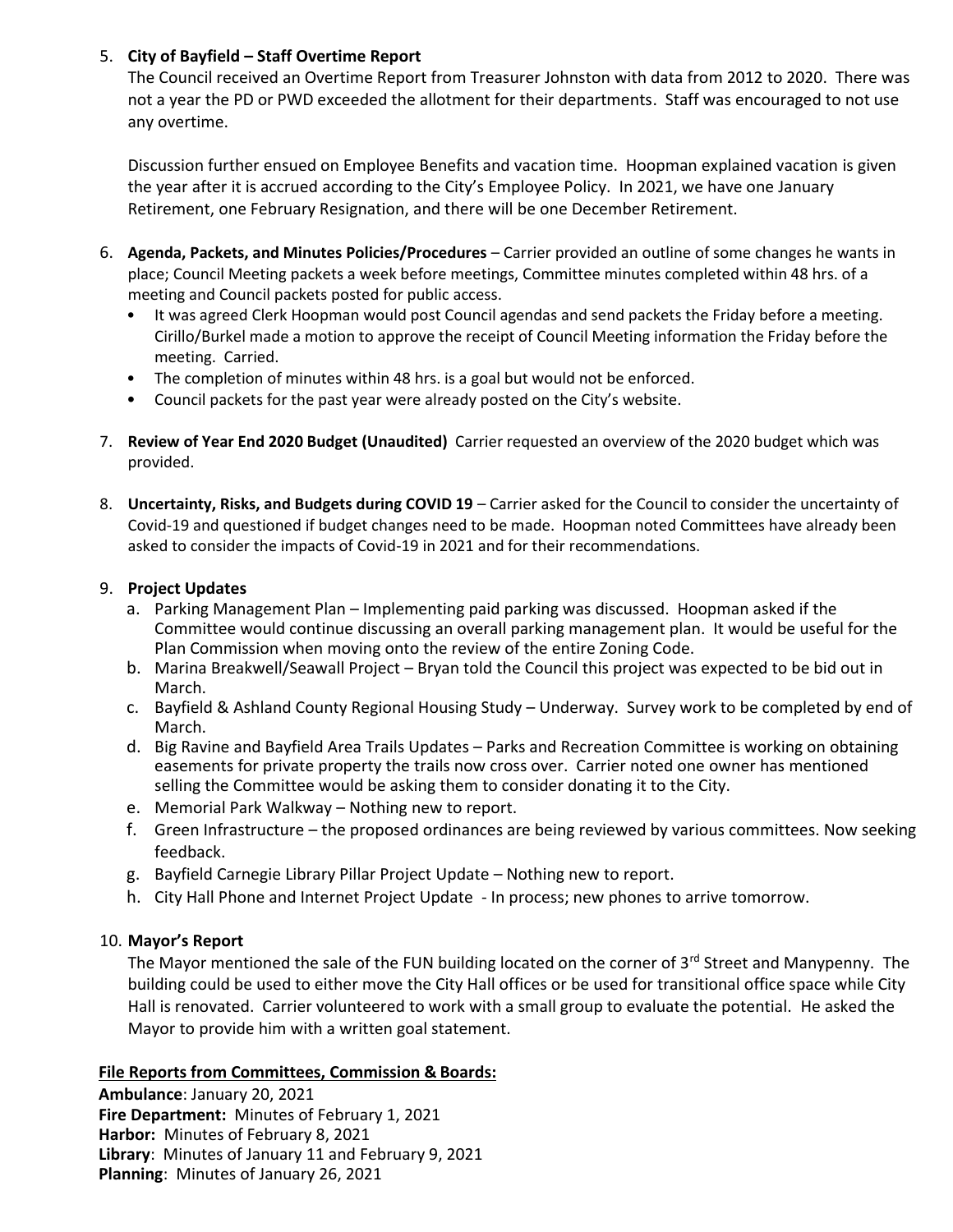5. **City of Bayfield – Staff Overtime Report**

   The Council received an Overtime Report from Treasurer Johnston with data from 2012 to 2020. There was not a year the PD or PWD exceeded the allotment for their departments. Staff was encouraged to not use any overtime.

   Discussion further ensued on Employee Benefits and vacation time. Hoopman explained vacation is given the year after it is accrued according to the City's Employee Policy. In 2021, we have one January Retirement, one February Resignation, and there will be one December Retirement.

6. **Agenda, Packets, and Minutes Policies/Procedures** – Carrier provided an outline of some changes he wants in place; Council Meeting packets a week before meetings, Committee minutes completed within 48 hrs. of a meeting and Council packets posted for public access.
   - It was agreed Clerk Hoopman would post Council agendas and send packets the Friday before a meeting. Cirillo/Burkel made a motion to approve the receipt of Council Meeting information the Friday before the meeting. Carried.
   - The completion of minutes within 48 hrs. is a goal but would not be enforced.
   - Council packets for the past year were already posted on the City's website.

7. **Review of Year End 2020 Budget (Unaudited)** Carrier requested an overview of the 2020 budget which was provided.

8. **Uncertainty, Risks, and Budgets during COVID 19** – Carrier asked for the Council to consider the uncertainty of Covid-19 and questioned if budget changes need to be made. Hoopman noted Committees have already been asked to consider the impacts of Covid-19 in 2021 and for their recommendations.

9. **Project Updates**
   a. Parking Management Plan – Implementing paid parking was discussed. Hoopman asked if the Committee would continue discussing an overall parking management plan. It would be useful for the Plan Commission when moving onto the review of the entire Zoning Code.
   b. Marina Breakwell/Seawall Project – Bryan told the Council this project was expected to be bid out in March.
   c. Bayfield & Ashland County Regional Housing Study – Underway. Survey work to be completed by end of March.
   d. Big Ravine and Bayfield Area Trails Updates – Parks and Recreation Committee is working on obtaining easements for private property the trails now cross over. Carrier noted one owner has mentioned selling the Committee would be asking them to consider donating it to the City.
   e. Memorial Park Walkway – Nothing new to report.
   f. Green Infrastructure – the proposed ordinances are being reviewed by various committees. Now seeking feedback.
   g. Bayfield Carnegie Library Pillar Project Update – Nothing new to report.
   h. City Hall Phone and Internet Project Update - In process; new phones to arrive tomorrow.

10. **Mayor's Report**

    The Mayor mentioned the sale of the FUN building located on the corner of 3rd Street and Manypenny. The building could be used to either move the City Hall offices or be used for transitional office space while City Hall is renovated. Carrier volunteered to work with a small group to evaluate the potential. He asked the Mayor to provide him with a written goal statement.

**File Reports from Committees, Commission & Boards:**

**Ambulance**: January 20, 2021
**Fire Department:** Minutes of February 1, 2021
**Harbor:** Minutes of February 8, 2021
**Library**: Minutes of January 11 and February 9, 2021
**Planning**: Minutes of January 26, 2021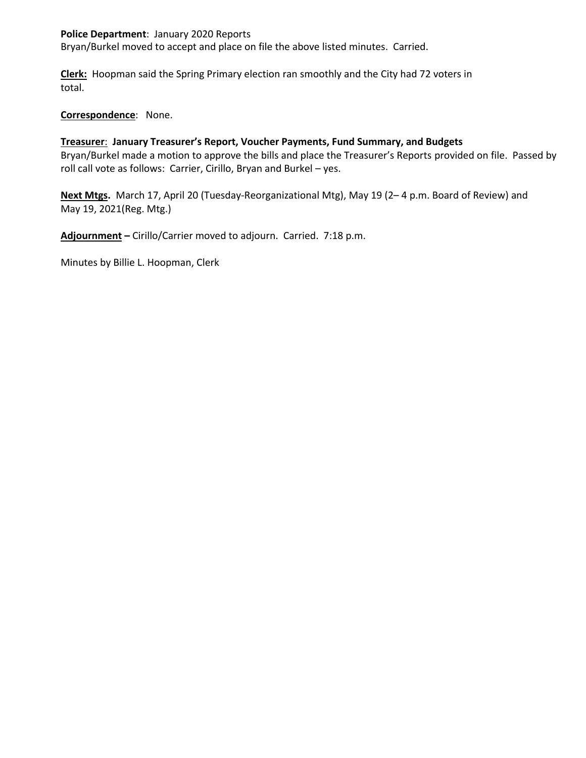**Police Department**: January 2020 Reports
Bryan/Burkel moved to accept and place on file the above listed minutes. Carried.

**Clerk:** Hoopman said the Spring Primary election ran smoothly and the City had 72 voters in total.

**Correspondence**: None.

**Treasurer**: **January Treasurer's Report, Voucher Payments, Fund Summary, and Budgets**
Bryan/Burkel made a motion to approve the bills and place the Treasurer's Reports provided on file. Passed by roll call vote as follows: Carrier, Cirillo, Bryan and Burkel – yes.

**Next Mtgs.** March 17, April 20 (Tuesday-Reorganizational Mtg), May 19 (2– 4 p.m. Board of Review) and May 19, 2021(Reg. Mtg.)

**Adjournment –** Cirillo/Carrier moved to adjourn. Carried. 7:18 p.m.

Minutes by Billie L. Hoopman, Clerk